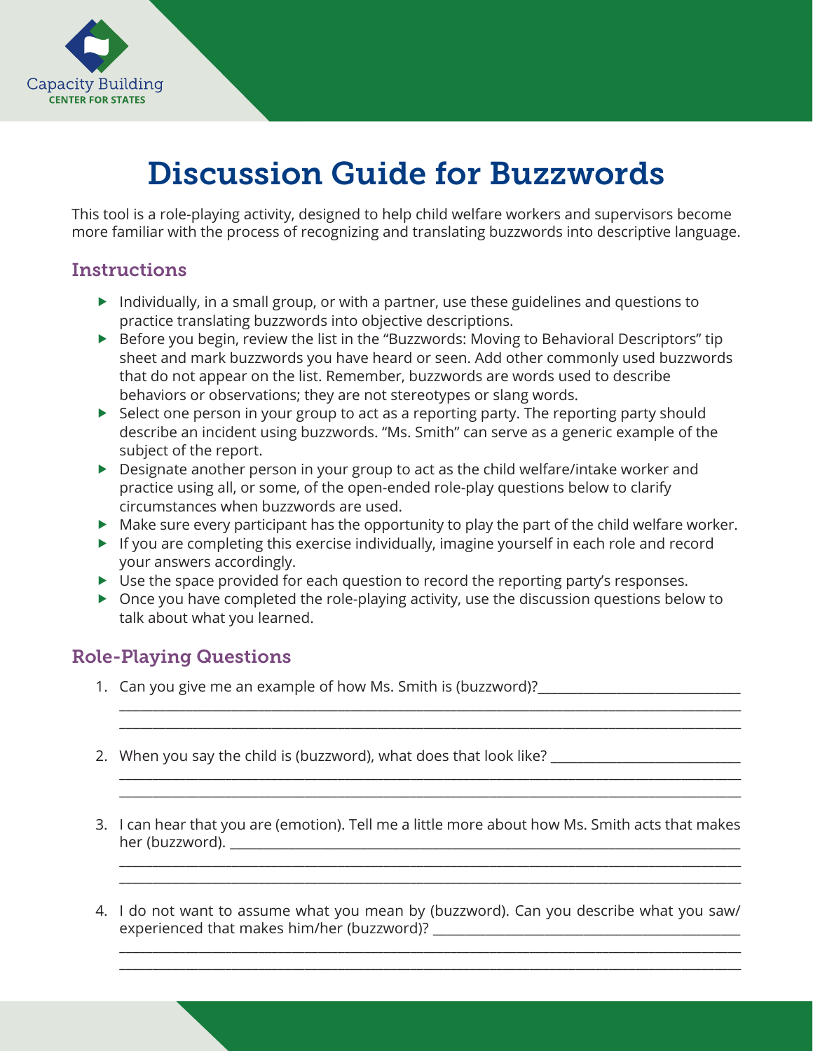Capacity Building
CENTER FOR STATES

# Discussion Guide for Buzzwords

This tool is a role-playing activity, designed to help child welfare workers and supervisors become more familiar with the process of recognizing and translating buzzwords into descriptive language.

## Instructions

- Individually, in a small group, or with a partner, use these guidelines and questions to practice translating buzzwords into objective descriptions.
- Before you begin, review the list in the "Buzzwords: Moving to Behavioral Descriptors" tip sheet and mark buzzwords you have heard or seen. Add other commonly used buzzwords that do not appear on the list. Remember, buzzwords are words used to describe behaviors or observations; they are not stereotypes or slang words.
- Select one person in your group to act as a reporting party. The reporting party should describe an incident using buzzwords. "Ms. Smith" can serve as a generic example of the subject of the report.
- Designate another person in your group to act as the child welfare/intake worker and practice using all, or some, of the open-ended role-play questions below to clarify circumstances when buzzwords are used.
- Make sure every participant has the opportunity to play the part of the child welfare worker.
- If you are completing this exercise individually, imagine yourself in each role and record your answers accordingly.
- Use the space provided for each question to record the reporting party's responses.
- Once you have completed the role-playing activity, use the discussion questions below to talk about what you learned.

## Role-Playing Questions

1. Can you give me an example of how Ms. Smith is (buzzword)?____________________________
________________________________________________________________________________
________________________________________________________________________________

2. When you say the child is (buzzword), what does that look like? __________________________
________________________________________________________________________________
________________________________________________________________________________

3. I can hear that you are (emotion). Tell me a little more about how Ms. Smith acts that makes her (buzzword). ___________________________________________________________________
________________________________________________________________________________
________________________________________________________________________________

4. I do not want to assume what you mean by (buzzword). Can you describe what you saw/experienced that makes him/her (buzzword)? ___________________________________________
________________________________________________________________________________
________________________________________________________________________________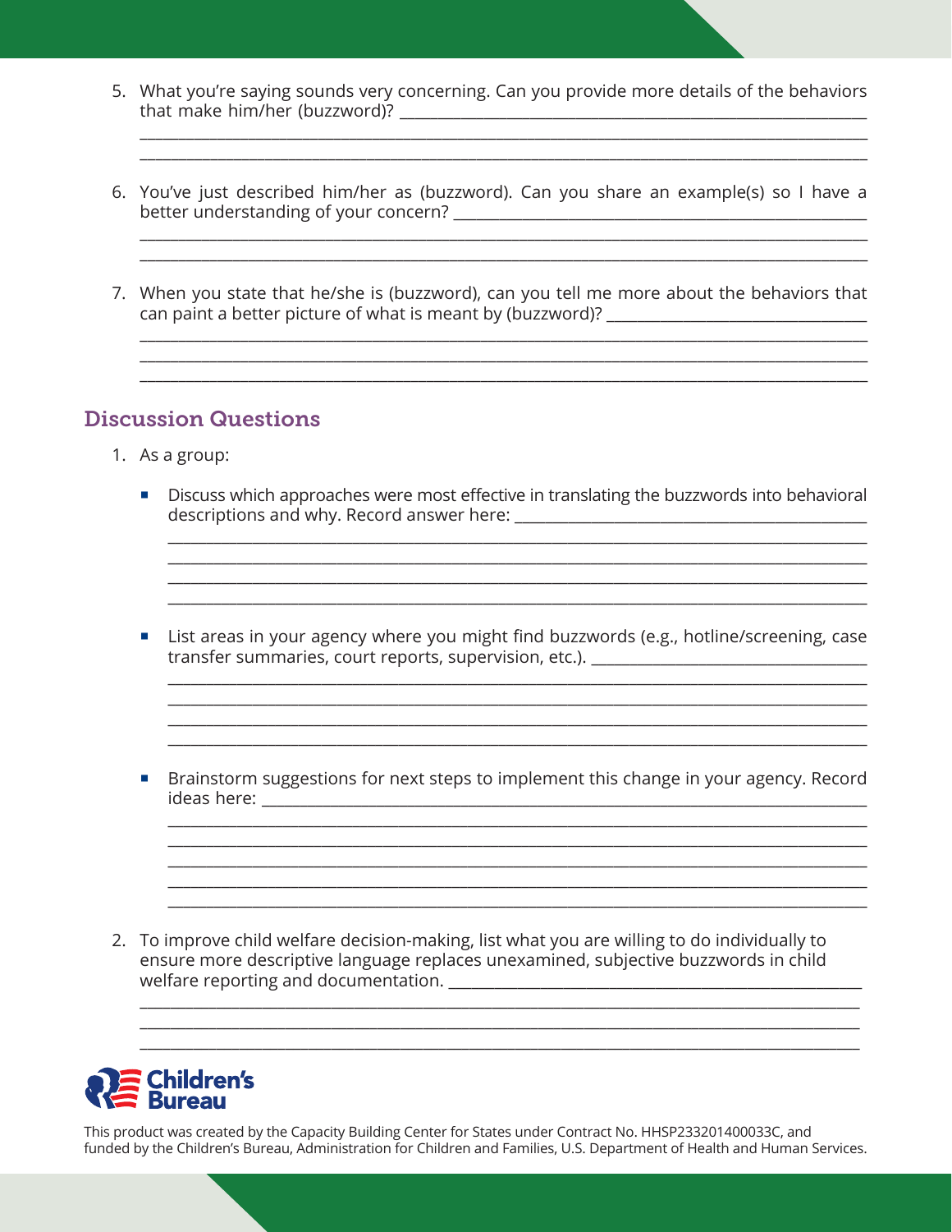5. What you're saying sounds very concerning. Can you provide more details of the behaviors that make him/her (buzzword)? ______________________________________________________________
______________________________________________________________
______________________________________________________________

6. You've just described him/her as (buzzword). Can you share an example(s) so I have a better understanding of your concern? ______________________________________________________________
______________________________________________________________
______________________________________________________________

7. When you state that he/she is (buzzword), can you tell me more about the behaviors that can paint a better picture of what is meant by (buzzword)? ______________________________________________________________
______________________________________________________________
______________________________________________________________
______________________________________________________________

## Discussion Questions

1. As a group:

   - Discuss which approaches were most effective in translating the buzzwords into behavioral descriptions and why. Record answer here: ______________________________________________________________
   ______________________________________________________________
   ______________________________________________________________
   ______________________________________________________________
   ______________________________________________________________

   - List areas in your agency where you might find buzzwords (e.g., hotline/screening, case transfer summaries, court reports, supervision, etc.). ______________________________________________________________
   ______________________________________________________________
   ______________________________________________________________
   ______________________________________________________________
   ______________________________________________________________

   - Brainstorm suggestions for next steps to implement this change in your agency. Record ideas here: ______________________________________________________________
   ______________________________________________________________
   ______________________________________________________________
   ______________________________________________________________
   ______________________________________________________________
   ______________________________________________________________

2. To improve child welfare decision-making, list what you are willing to do individually to ensure more descriptive language replaces unexamined, subjective buzzwords in child welfare reporting and documentation. ______________________________________________________________
______________________________________________________________
______________________________________________________________
______________________________________________________________

Children's Bureau

This product was created by the Capacity Building Center for States under Contract No. HHSP233201400033C, and funded by the Children's Bureau, Administration for Children and Families, U.S. Department of Health and Human Services.